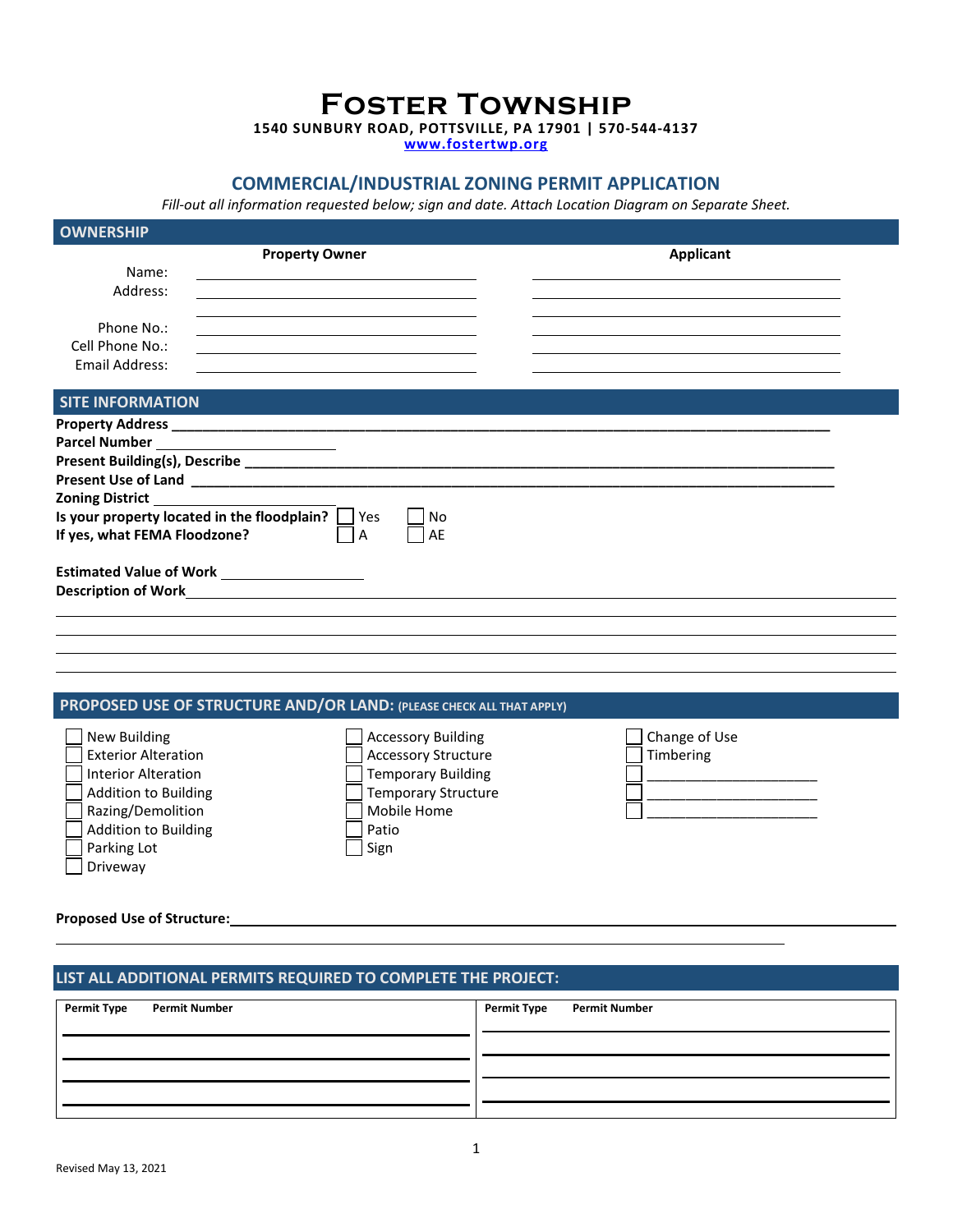# Foster Township

**1540 SUNBURY ROAD, POTTSVILLE, PA 17901 | 570-544-4137**
**www.fostertwp.org**

## COMMERCIAL/INDUSTRIAL ZONING PERMIT APPLICATION

*Fill-out all information requested below; sign and date. Attach Location Diagram on Separate Sheet.*

### OWNERSHIP

| | Property Owner | Applicant |
|---|---|---|
| Name: | | |
| Address: | | |
| | | |
| Phone No.: | | |
| Cell Phone No.: | | |
| Email Address: | | |

### SITE INFORMATION

**Property Address** ______________________________

**Parcel Number** ______________________________

**Present Building(s), Describe** ______________________________

**Present Use of Land** ______________________________

**Zoning District** ______________________________

**Is your property located in the floodplain?** ☐ Yes ☐ No

**If yes, what FEMA Floodzone?** ☐ A ☐ AE

**Estimated Value of Work** ______________________________

**Description of Work** ______________________________

### PROPOSED USE OF STRUCTURE AND/OR LAND: (PLEASE CHECK ALL THAT APPLY)

- ☐ New Building
- ☐ Exterior Alteration
- ☐ Interior Alteration
- ☐ Addition to Building
- ☐ Razing/Demolition
- ☐ Addition to Building
- ☐ Parking Lot
- ☐ Driveway
- ☐ Accessory Building
- ☐ Accessory Structure
- ☐ Temporary Building
- ☐ Temporary Structure
- ☐ Mobile Home
- ☐ Patio
- ☐ Sign
- ☐ Change of Use
- ☐ Timbering
- ☐ ______________________
- ☐ ______________________
- ☐ ______________________

**Proposed Use of Structure:** ______________________________

### LIST ALL ADDITIONAL PERMITS REQUIRED TO COMPLETE THE PROJECT:

| Permit Type | Permit Number | Permit Type | Permit Number |
|---|---|---|---|
| | | | |
| | | | |
| | | | |
| | | | |

Revised May 13, 2021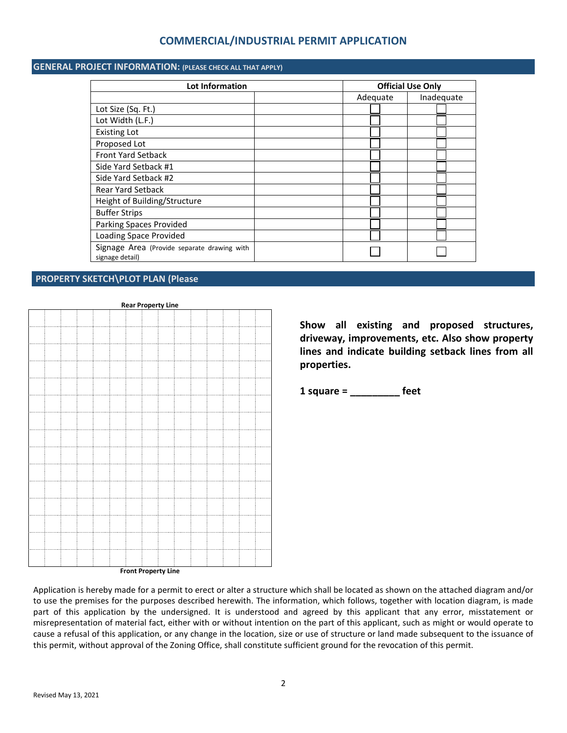# COMMERCIAL/INDUSTRIAL PERMIT APPLICATION

## GENERAL PROJECT INFORMATION: (PLEASE CHECK ALL THAT APPLY)

| Lot Information | | Official Use Only | |
|---|---|---|---|
| | | Adequate | Inadequate |
| Lot Size (Sq. Ft.) | | ☐ | ☐ |
| Lot Width (L.F.) | | ☐ | ☐ |
| Existing Lot | | ☐ | ☐ |
| Proposed Lot | | ☐ | ☐ |
| Front Yard Setback | | ☐ | ☐ |
| Side Yard Setback #1 | | ☐ | ☐ |
| Side Yard Setback #2 | | ☐ | ☐ |
| Rear Yard Setback | | ☐ | ☐ |
| Height of Building/Structure | | ☐ | ☐ |
| Buffer Strips | | ☐ | ☐ |
| Parking Spaces Provided | | ☐ | ☐ |
| Loading Space Provided | | ☐ | ☐ |
| Signage Area (Provide separate drawing with signage detail) | | ☐ | ☐ |

## PROPERTY SKETCH\PLOT PLAN (Please

Rear Property Line

Front Property Line

**Show all existing and proposed structures, driveway, improvements, etc. Also show property lines and indicate building setback lines from all properties.**

**1 square = _________ feet**

Application is hereby made for a permit to erect or alter a structure which shall be located as shown on the attached diagram and/or to use the premises for the purposes described herewith. The information, which follows, together with location diagram, is made part of this application by the undersigned. It is understood and agreed by this applicant that any error, misstatement or misrepresentation of material fact, either with or without intention on the part of this applicant, such as might or would operate to cause a refusal of this application, or any change in the location, size or use of structure or land made subsequent to the issuance of this permit, without approval of the Zoning Office, shall constitute sufficient ground for the revocation of this permit.

Revised May 13, 2021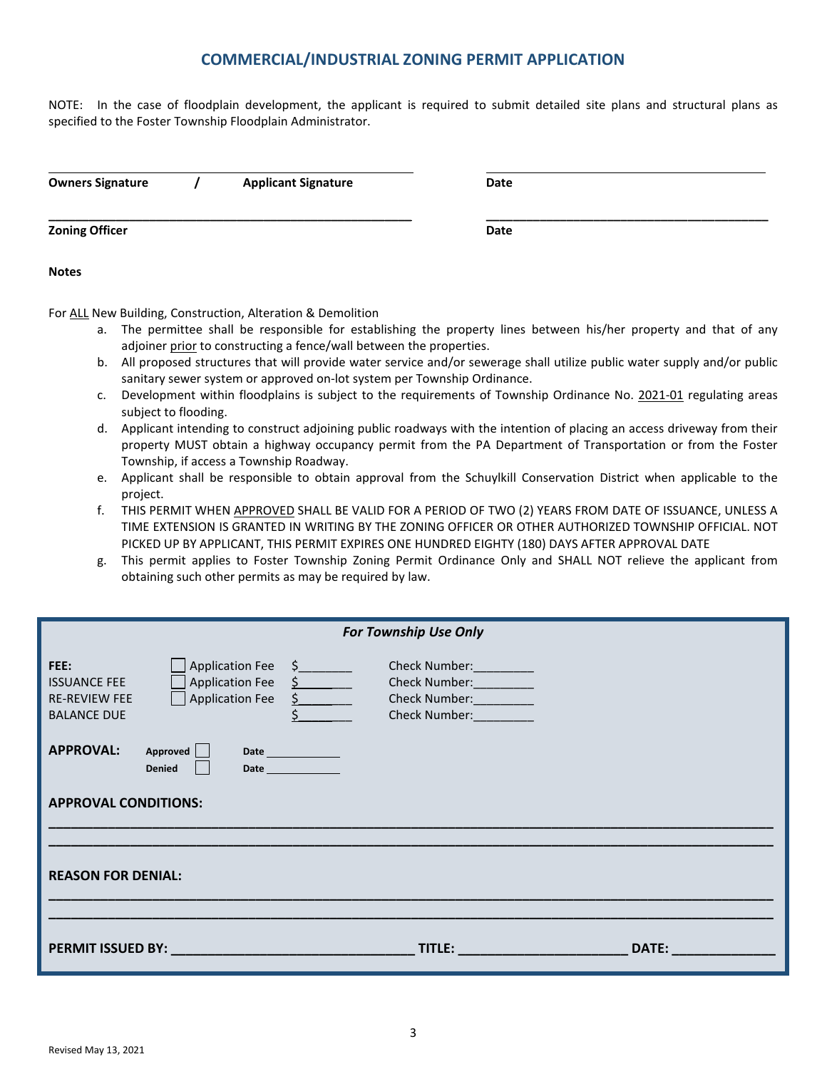## COMMERCIAL/INDUSTRIAL ZONING PERMIT APPLICATION

NOTE: In the case of floodplain development, the applicant is required to submit detailed site plans and structural plans as specified to the Foster Township Floodplain Administrator.

**Owners Signature / Applicant Signature** _______________________ **Date** _______________________

**Zoning Officer** _______________________ **Date** _______________________

**Notes**

For ALL New Building, Construction, Alteration & Demolition

a. The permittee shall be responsible for establishing the property lines between his/her property and that of any adjoiner prior to constructing a fence/wall between the properties.
b. All proposed structures that will provide water service and/or sewerage shall utilize public water supply and/or public sanitary sewer system or approved on-lot system per Township Ordinance.
c. Development within floodplains is subject to the requirements of Township Ordinance No. 2021-01 regulating areas subject to flooding.
d. Applicant intending to construct adjoining public roadways with the intention of placing an access driveway from their property MUST obtain a highway occupancy permit from the PA Department of Transportation or from the Foster Township, if access a Township Roadway.
e. Applicant shall be responsible to obtain approval from the Schuylkill Conservation District when applicable to the project.
f. THIS PERMIT WHEN APPROVED SHALL BE VALID FOR A PERIOD OF TWO (2) YEARS FROM DATE OF ISSUANCE, UNLESS A TIME EXTENSION IS GRANTED IN WRITING BY THE ZONING OFFICER OR OTHER AUTHORIZED TOWNSHIP OFFICIAL. NOT PICKED UP BY APPLICANT, THIS PERMIT EXPIRES ONE HUNDRED EIGHTY (180) DAYS AFTER APPROVAL DATE
g. This permit applies to Foster Township Zoning Permit Ordinance Only and SHALL NOT relieve the applicant from obtaining such other permits as may be required by law.

***For Township Use Only***

| | | | |
|---|---|---|---|
| **FEE:** | ☐ Application Fee | $________ | Check Number:_________ |
| ISSUANCE FEE | ☐ Application Fee | $________ | Check Number:_________ |
| RE-REVIEW FEE | ☐ Application Fee | $________ | Check Number:_________ |
| BALANCE DUE | | $________ | Check Number:_________ |

**APPROVAL:** **Approved** ☐ **Date** ____________
**Denied** ☐ **Date** ____________

**APPROVAL CONDITIONS:**

_______________________________________________________________

_______________________________________________________________

**REASON FOR DENIAL:**

_______________________________________________________________

_______________________________________________________________

**PERMIT ISSUED BY:** ______________________ **TITLE:** ______________________ **DATE:** ______________

Revised May 13, 2021